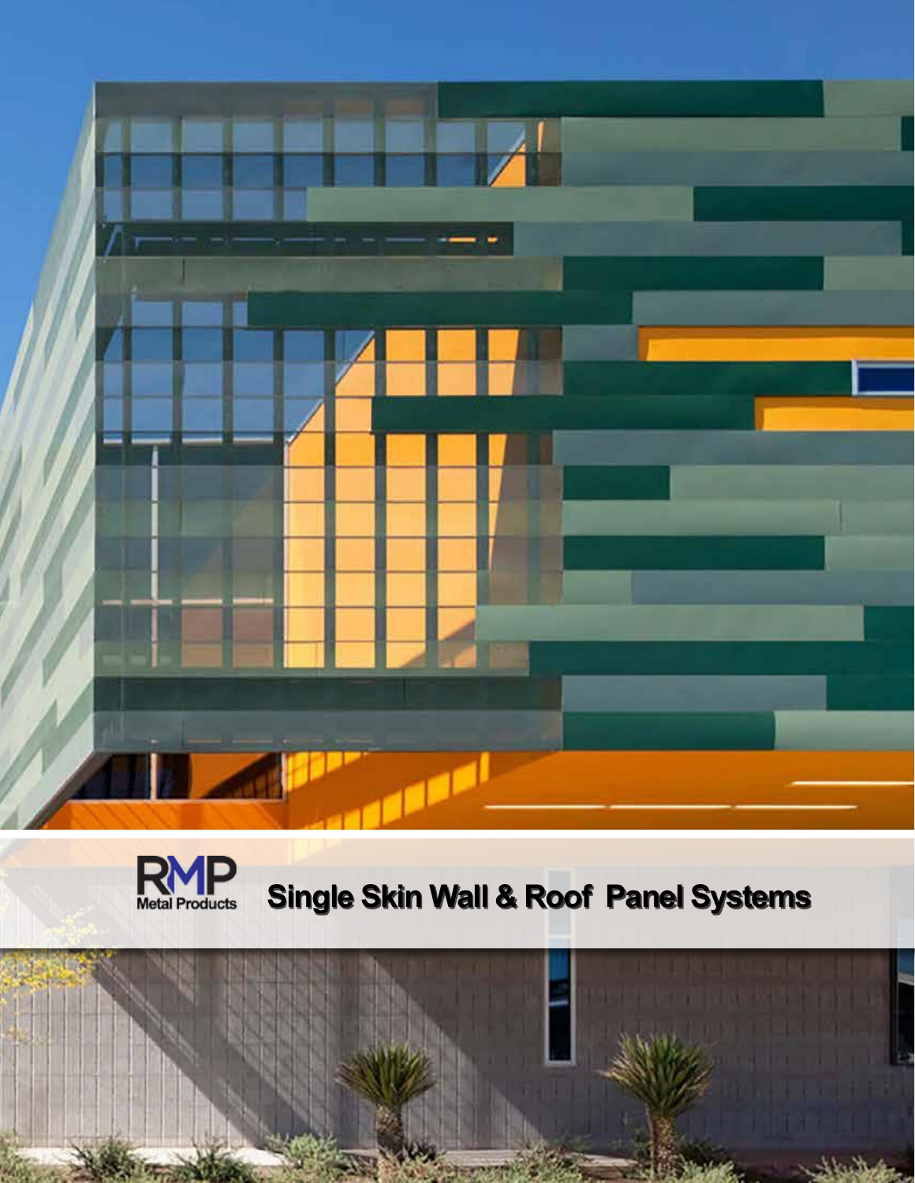RMP
Metal Products

# Single Skin Wall & Roof Panel Systems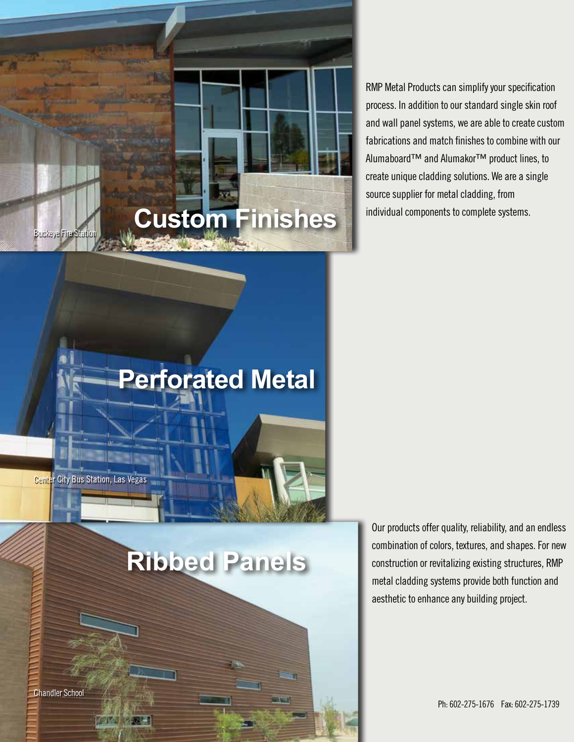## Custom Finishes

Buckeye Fire Station

RMP Metal Products can simplify your specification process. In addition to our standard single skin roof and wall panel systems, we are able to create custom fabrications and match finishes to combine with our Alumaboard™ and Alumakor™ product lines, to create unique cladding solutions. We are a single source supplier for metal cladding, from individual components to complete systems.

## Perforated Metal

Center City Bus Station, Las Vegas

## Ribbed Panels

Chandler School

Our products offer quality, reliability, and an endless combination of colors, textures, and shapes. For new construction or revitalizing existing structures, RMP metal cladding systems provide both function and aesthetic to enhance any building project.

Ph: 602-275-1676 Fax: 602-275-1739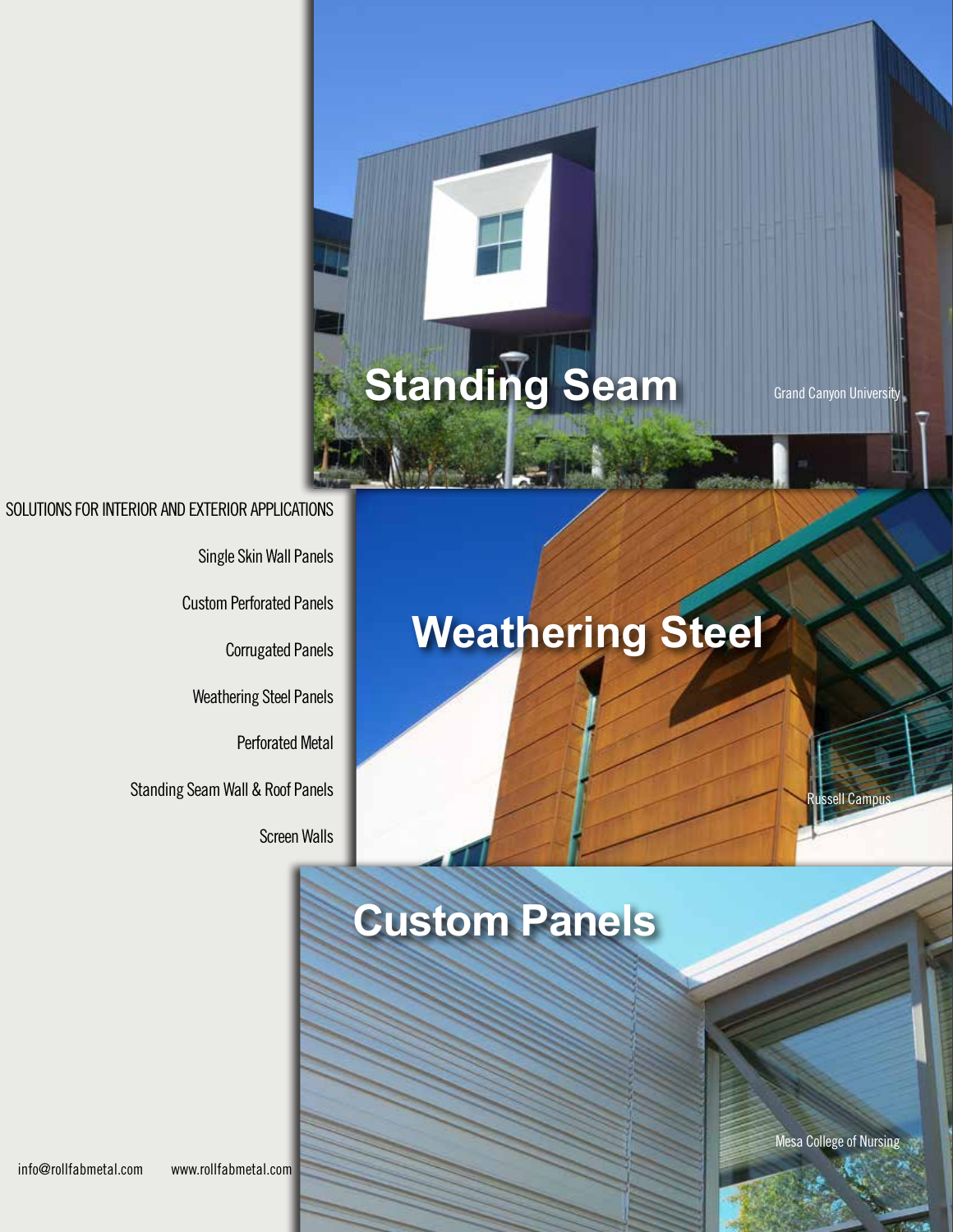# Standing Seam

Grand Canyon University

SOLUTIONS FOR INTERIOR AND EXTERIOR APPLICATIONS

Single Skin Wall Panels

Custom Perforated Panels

Corrugated Panels

Weathering Steel Panels

Perforated Metal

Standing Seam Wall & Roof Panels

Screen Walls

# Weathering Steel

Russell Campus

# Custom Panels

Mesa College of Nursing

info@rollfabmetal.com www.rollfabmetal.com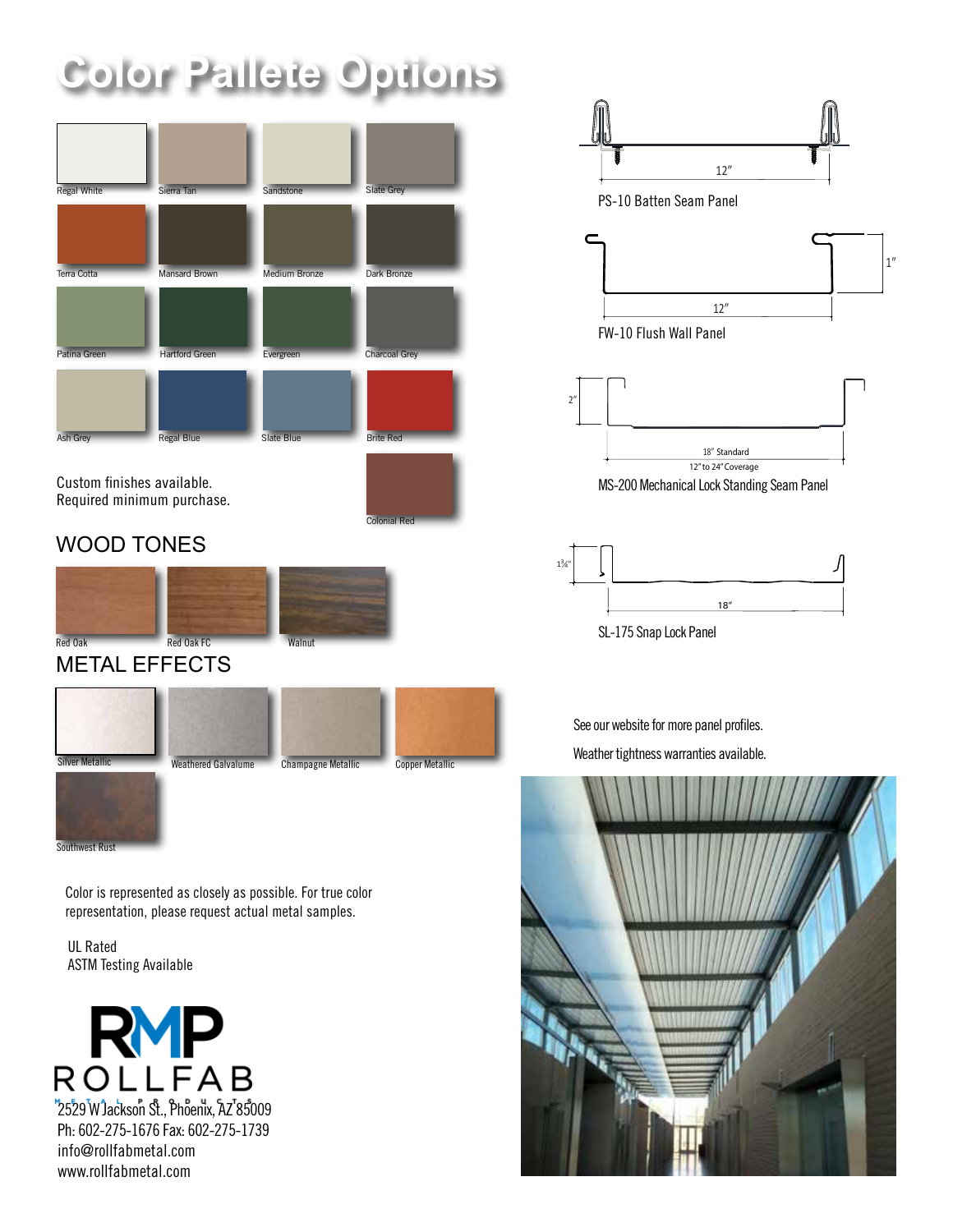# Color Pallete Options

Regal White
Sierra Tan
Sandstone
Slate Grey
Terra Cotta
Mansard Brown
Medium Bronze
Dark Bronze
Patina Green
Hartford Green
Evergreen
Charcoal Grey
Ash Grey
Regal Blue
Slate Blue
Brite Red
Colonial Red

Custom finishes available.
Required minimum purchase.

## WOOD TONES

Red Oak
Red Oak FC
Walnut

## METAL EFFECTS

Silver Metallic
Weathered Galvalume
Champagne Metallic
Copper Metallic
Southwest Rust

Color is represented as closely as possible. For true color representation, please request actual metal samples.

UL Rated
ASTM Testing Available

RMP ROLLFAB METAL PRODUCTS
2529 W Jackson St., Phoenix, AZ 85009
Ph: 602-275-1676 Fax: 602-275-1739
info@rollfabmetal.com
www.rollfabmetal.com

12″
PS-10 Batten Seam Panel

1″
12″
FW-10 Flush Wall Panel

2″
18″ Standard
12″ to 24″ Coverage
MS-200 Mechanical Lock Standing Seam Panel

1¾″
18″
SL-175 Snap Lock Panel

See our website for more panel profiles.

Weather tightness warranties available.